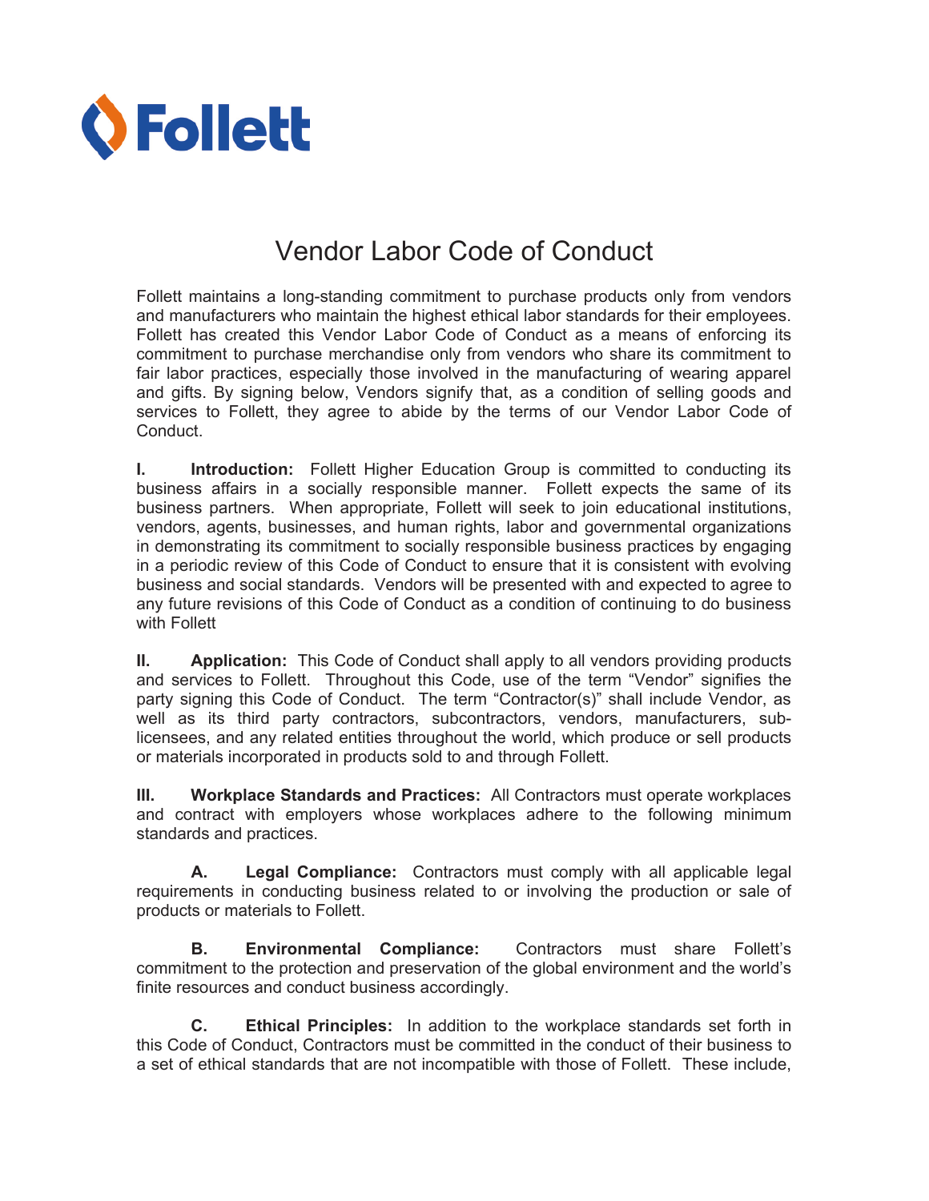Follett

# Vendor Labor Code of Conduct

Follett maintains a long-standing commitment to purchase products only from vendors and manufacturers who maintain the highest ethical labor standards for their employees. Follett has created this Vendor Labor Code of Conduct as a means of enforcing its commitment to purchase merchandise only from vendors who share its commitment to fair labor practices, especially those involved in the manufacturing of wearing apparel and gifts. By signing below, Vendors signify that, as a condition of selling goods and services to Follett, they agree to abide by the terms of our Vendor Labor Code of Conduct.

**I. Introduction:** Follett Higher Education Group is committed to conducting its business affairs in a socially responsible manner. Follett expects the same of its business partners. When appropriate, Follett will seek to join educational institutions, vendors, agents, businesses, and human rights, labor and governmental organizations in demonstrating its commitment to socially responsible business practices by engaging in a periodic review of this Code of Conduct to ensure that it is consistent with evolving business and social standards. Vendors will be presented with and expected to agree to any future revisions of this Code of Conduct as a condition of continuing to do business with Follett

**II. Application:** This Code of Conduct shall apply to all vendors providing products and services to Follett. Throughout this Code, use of the term "Vendor" signifies the party signing this Code of Conduct. The term "Contractor(s)" shall include Vendor, as well as its third party contractors, subcontractors, vendors, manufacturers, sub-licensees, and any related entities throughout the world, which produce or sell products or materials incorporated in products sold to and through Follett.

**III. Workplace Standards and Practices:** All Contractors must operate workplaces and contract with employers whose workplaces adhere to the following minimum standards and practices.

**A. Legal Compliance:** Contractors must comply with all applicable legal requirements in conducting business related to or involving the production or sale of products or materials to Follett.

**B. Environmental Compliance:** Contractors must share Follett's commitment to the protection and preservation of the global environment and the world's finite resources and conduct business accordingly.

**C. Ethical Principles:** In addition to the workplace standards set forth in this Code of Conduct, Contractors must be committed in the conduct of their business to a set of ethical standards that are not incompatible with those of Follett. These include,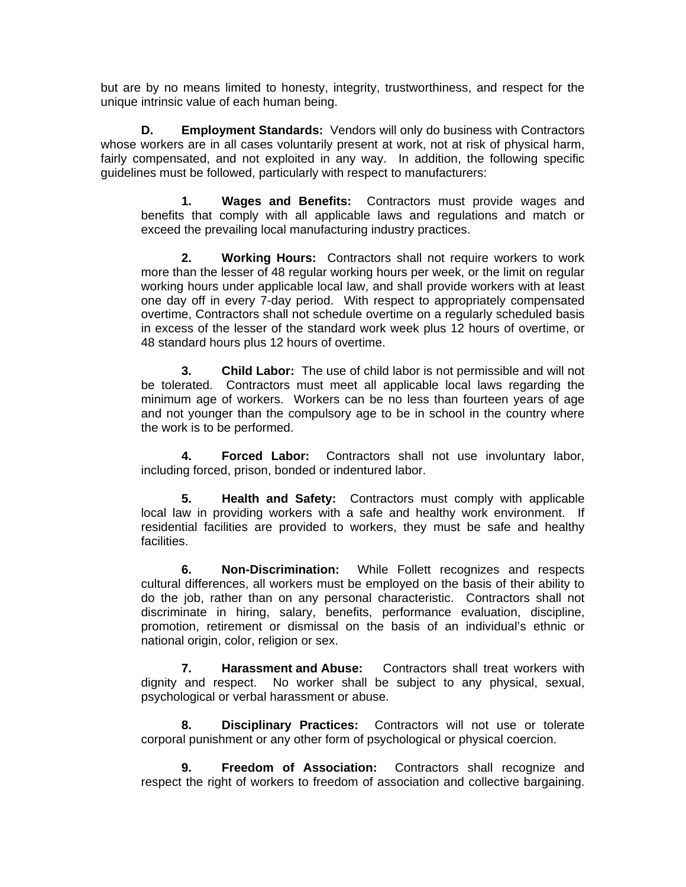but are by no means limited to honesty, integrity, trustworthiness, and respect for the unique intrinsic value of each human being.

**D. Employment Standards:** Vendors will only do business with Contractors whose workers are in all cases voluntarily present at work, not at risk of physical harm, fairly compensated, and not exploited in any way. In addition, the following specific guidelines must be followed, particularly with respect to manufacturers:

**1. Wages and Benefits:** Contractors must provide wages and benefits that comply with all applicable laws and regulations and match or exceed the prevailing local manufacturing industry practices.

**2. Working Hours:** Contractors shall not require workers to work more than the lesser of 48 regular working hours per week, or the limit on regular working hours under applicable local law, and shall provide workers with at least one day off in every 7-day period. With respect to appropriately compensated overtime, Contractors shall not schedule overtime on a regularly scheduled basis in excess of the lesser of the standard work week plus 12 hours of overtime, or 48 standard hours plus 12 hours of overtime.

**3. Child Labor:** The use of child labor is not permissible and will not be tolerated. Contractors must meet all applicable local laws regarding the minimum age of workers. Workers can be no less than fourteen years of age and not younger than the compulsory age to be in school in the country where the work is to be performed.

**4. Forced Labor:** Contractors shall not use involuntary labor, including forced, prison, bonded or indentured labor.

**5. Health and Safety:** Contractors must comply with applicable local law in providing workers with a safe and healthy work environment. If residential facilities are provided to workers, they must be safe and healthy facilities.

**6. Non-Discrimination:** While Follett recognizes and respects cultural differences, all workers must be employed on the basis of their ability to do the job, rather than on any personal characteristic. Contractors shall not discriminate in hiring, salary, benefits, performance evaluation, discipline, promotion, retirement or dismissal on the basis of an individual's ethnic or national origin, color, religion or sex.

**7. Harassment and Abuse:** Contractors shall treat workers with dignity and respect. No worker shall be subject to any physical, sexual, psychological or verbal harassment or abuse.

**8. Disciplinary Practices:** Contractors will not use or tolerate corporal punishment or any other form of psychological or physical coercion.

**9. Freedom of Association:** Contractors shall recognize and respect the right of workers to freedom of association and collective bargaining.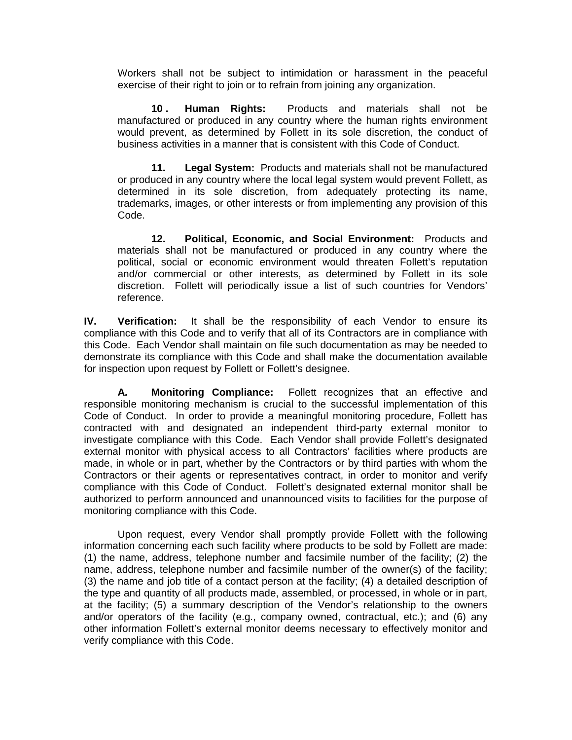Workers shall not be subject to intimidation or harassment in the peaceful exercise of their right to join or to refrain from joining any organization.

**10 . Human Rights:** Products and materials shall not be manufactured or produced in any country where the human rights environment would prevent, as determined by Follett in its sole discretion, the conduct of business activities in a manner that is consistent with this Code of Conduct.

**11. Legal System:** Products and materials shall not be manufactured or produced in any country where the local legal system would prevent Follett, as determined in its sole discretion, from adequately protecting its name, trademarks, images, or other interests or from implementing any provision of this Code.

**12. Political, Economic, and Social Environment:** Products and materials shall not be manufactured or produced in any country where the political, social or economic environment would threaten Follett's reputation and/or commercial or other interests, as determined by Follett in its sole discretion. Follett will periodically issue a list of such countries for Vendors' reference.

**IV. Verification:** It shall be the responsibility of each Vendor to ensure its compliance with this Code and to verify that all of its Contractors are in compliance with this Code. Each Vendor shall maintain on file such documentation as may be needed to demonstrate its compliance with this Code and shall make the documentation available for inspection upon request by Follett or Follett's designee.

**A. Monitoring Compliance:** Follett recognizes that an effective and responsible monitoring mechanism is crucial to the successful implementation of this Code of Conduct. In order to provide a meaningful monitoring procedure, Follett has contracted with and designated an independent third-party external monitor to investigate compliance with this Code. Each Vendor shall provide Follett's designated external monitor with physical access to all Contractors' facilities where products are made, in whole or in part, whether by the Contractors or by third parties with whom the Contractors or their agents or representatives contract, in order to monitor and verify compliance with this Code of Conduct. Follett's designated external monitor shall be authorized to perform announced and unannounced visits to facilities for the purpose of monitoring compliance with this Code.

Upon request, every Vendor shall promptly provide Follett with the following information concerning each such facility where products to be sold by Follett are made: (1) the name, address, telephone number and facsimile number of the facility; (2) the name, address, telephone number and facsimile number of the owner(s) of the facility; (3) the name and job title of a contact person at the facility; (4) a detailed description of the type and quantity of all products made, assembled, or processed, in whole or in part, at the facility; (5) a summary description of the Vendor's relationship to the owners and/or operators of the facility (e.g., company owned, contractual, etc.); and (6) any other information Follett's external monitor deems necessary to effectively monitor and verify compliance with this Code.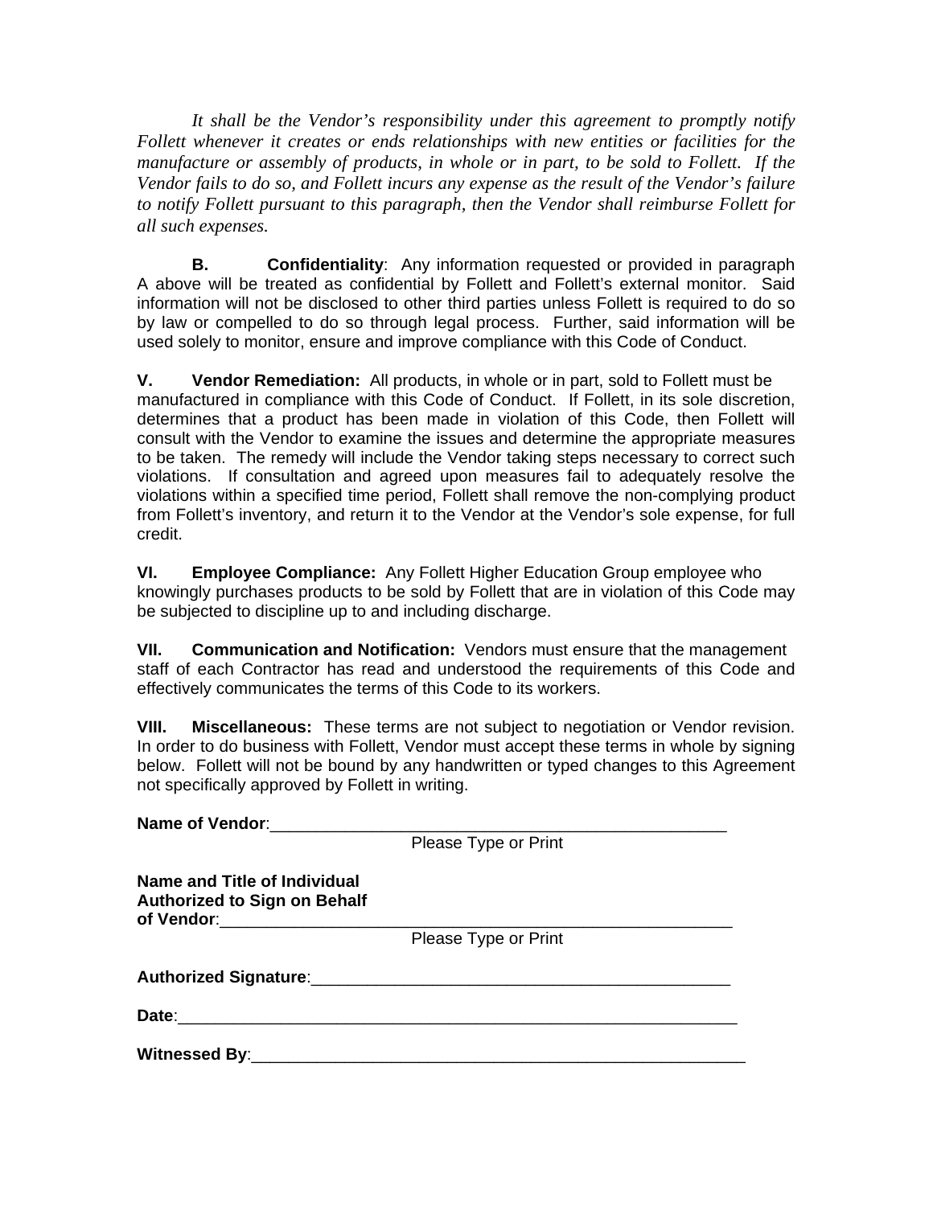*It shall be the Vendor's responsibility under this agreement to promptly notify Follett whenever it creates or ends relationships with new entities or facilities for the manufacture or assembly of products, in whole or in part, to be sold to Follett. If the Vendor fails to do so, and Follett incurs any expense as the result of the Vendor's failure to notify Follett pursuant to this paragraph, then the Vendor shall reimburse Follett for all such expenses.*

**B. Confidentiality**: Any information requested or provided in paragraph A above will be treated as confidential by Follett and Follett's external monitor. Said information will not be disclosed to other third parties unless Follett is required to do so by law or compelled to do so through legal process. Further, said information will be used solely to monitor, ensure and improve compliance with this Code of Conduct.

**V. Vendor Remediation:** All products, in whole or in part, sold to Follett must be manufactured in compliance with this Code of Conduct. If Follett, in its sole discretion, determines that a product has been made in violation of this Code, then Follett will consult with the Vendor to examine the issues and determine the appropriate measures to be taken. The remedy will include the Vendor taking steps necessary to correct such violations. If consultation and agreed upon measures fail to adequately resolve the violations within a specified time period, Follett shall remove the non-complying product from Follett's inventory, and return it to the Vendor at the Vendor's sole expense, for full credit.

**VI. Employee Compliance:** Any Follett Higher Education Group employee who knowingly purchases products to be sold by Follett that are in violation of this Code may be subjected to discipline up to and including discharge.

**VII. Communication and Notification:** Vendors must ensure that the management staff of each Contractor has read and understood the requirements of this Code and effectively communicates the terms of this Code to its workers.

**VIII. Miscellaneous:** These terms are not subject to negotiation or Vendor revision. In order to do business with Follett, Vendor must accept these terms in whole by signing below. Follett will not be bound by any handwritten or typed changes to this Agreement not specifically approved by Follett in writing.

**Name of Vendor**:___________________________________________________

Please Type or Print

**Name and Title of Individual Authorized to Sign on Behalf of Vendor**:___________________________________________________

Please Type or Print

**Authorized Signature**:_______________________________________________

**Date**:________________________________________________________________

**Witnessed By**:_________________________________________________________